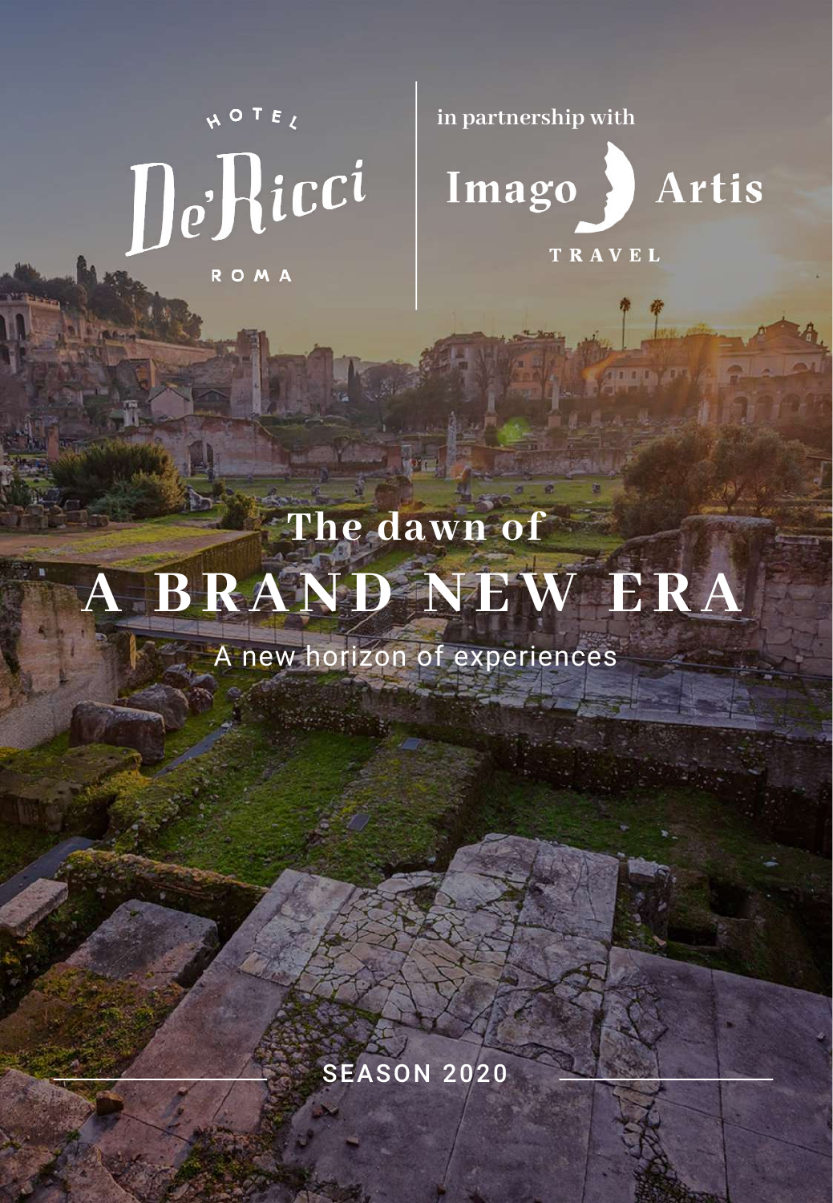HOTEL

De'Ricci

ROMA

in partnership with

Imago Artis

TRAVEL

# The dawn of A BRAND NEW ERA

A new horizon of experiences

SEASON 2020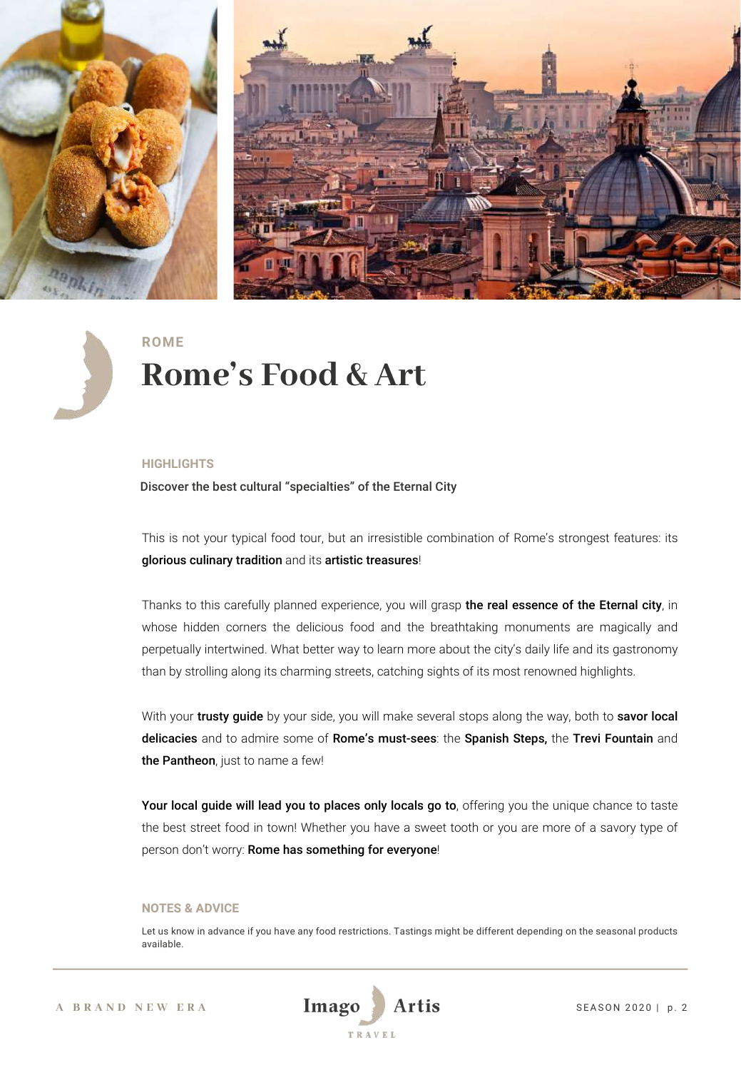ROME

# Rome's Food & Art

## HIGHLIGHTS

Discover the best cultural "specialties" of the Eternal City

This is not your typical food tour, but an irresistible combination of Rome's strongest features: its **glorious culinary tradition** and its **artistic treasures**!

Thanks to this carefully planned experience, you will grasp **the real essence of the Eternal city**, in whose hidden corners the delicious food and the breathtaking monuments are magically and perpetually intertwined. What better way to learn more about the city's daily life and its gastronomy than by strolling along its charming streets, catching sights of its most renowned highlights.

With your **trusty guide** by your side, you will make several stops along the way, both to **savor local delicacies** and to admire some of **Rome's must-sees**: the **Spanish Steps,** the **Trevi Fountain** and **the Pantheon**, just to name a few!

**Your local guide will lead you to places only locals go to**, offering you the unique chance to taste the best street food in town! Whether you have a sweet tooth or you are more of a savory type of person don't worry: **Rome has something for everyone**!

## NOTES & ADVICE

Let us know in advance if you have any food restrictions. Tastings might be different depending on the seasonal products available.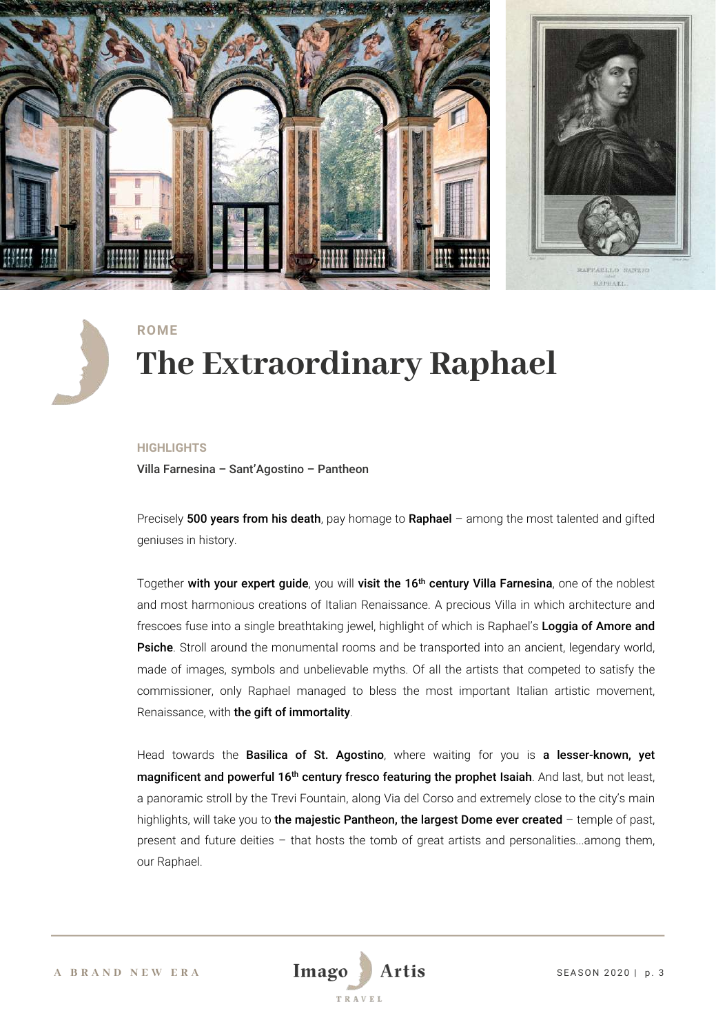ROME

# The Extraordinary Raphael

**HIGHLIGHTS**

Villa Farnesina – Sant'Agostino – Pantheon

Precisely **500 years from his death**, pay homage to **Raphael** – among the most talented and gifted geniuses in history.

Together **with your expert guide**, you will **visit the 16th century Villa Farnesina**, one of the noblest and most harmonious creations of Italian Renaissance. A precious Villa in which architecture and frescoes fuse into a single breathtaking jewel, highlight of which is Raphael's **Loggia of Amore and Psiche**. Stroll around the monumental rooms and be transported into an ancient, legendary world, made of images, symbols and unbelievable myths. Of all the artists that competed to satisfy the commissioner, only Raphael managed to bless the most important Italian artistic movement, Renaissance, with **the gift of immortality**.

Head towards the **Basilica of St. Agostino**, where waiting for you is **a lesser-known, yet magnificent and powerful 16th century fresco featuring the prophet Isaiah**. And last, but not least, a panoramic stroll by the Trevi Fountain, along Via del Corso and extremely close to the city's main highlights, will take you to **the majestic Pantheon, the largest Dome ever created** – temple of past, present and future deities – that hosts the tomb of great artists and personalities...among them, our Raphael.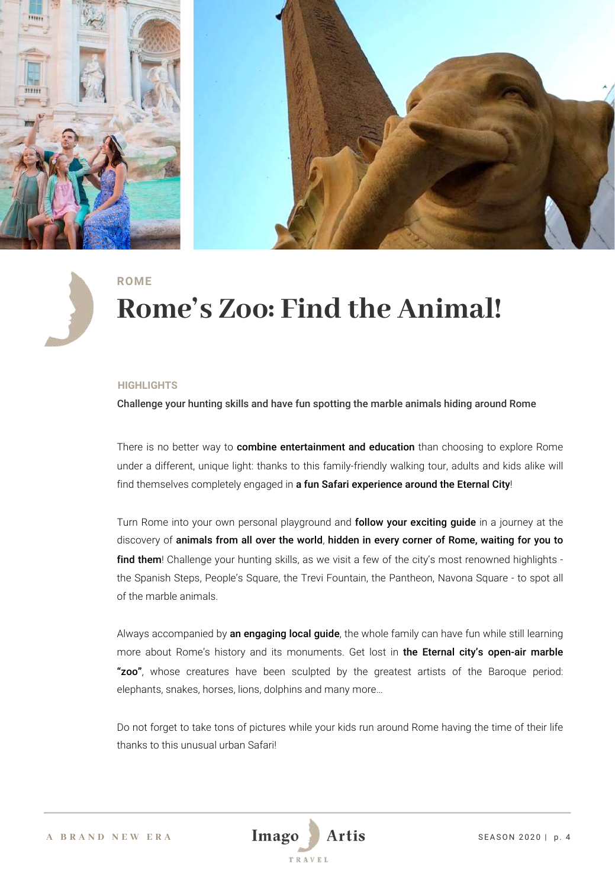ROME

# Rome's Zoo: Find the Animal!

**HIGHLIGHTS**

**Challenge your hunting skills and have fun spotting the marble animals hiding around Rome**

There is no better way to **combine entertainment and education** than choosing to explore Rome under a different, unique light: thanks to this family-friendly walking tour, adults and kids alike will find themselves completely engaged in **a fun Safari experience around the Eternal City**!

Turn Rome into your own personal playground and **follow your exciting guide** in a journey at the discovery of **animals from all over the world**, **hidden in every corner of Rome, waiting for you to find them**! Challenge your hunting skills, as we visit a few of the city's most renowned highlights - the Spanish Steps, People's Square, the Trevi Fountain, the Pantheon, Navona Square - to spot all of the marble animals.

Always accompanied by **an engaging local guide**, the whole family can have fun while still learning more about Rome's history and its monuments. Get lost in **the Eternal city's open-air marble "zoo"**, whose creatures have been sculpted by the greatest artists of the Baroque period: elephants, snakes, horses, lions, dolphins and many more…

Do not forget to take tons of pictures while your kids run around Rome having the time of their life thanks to this unusual urban Safari!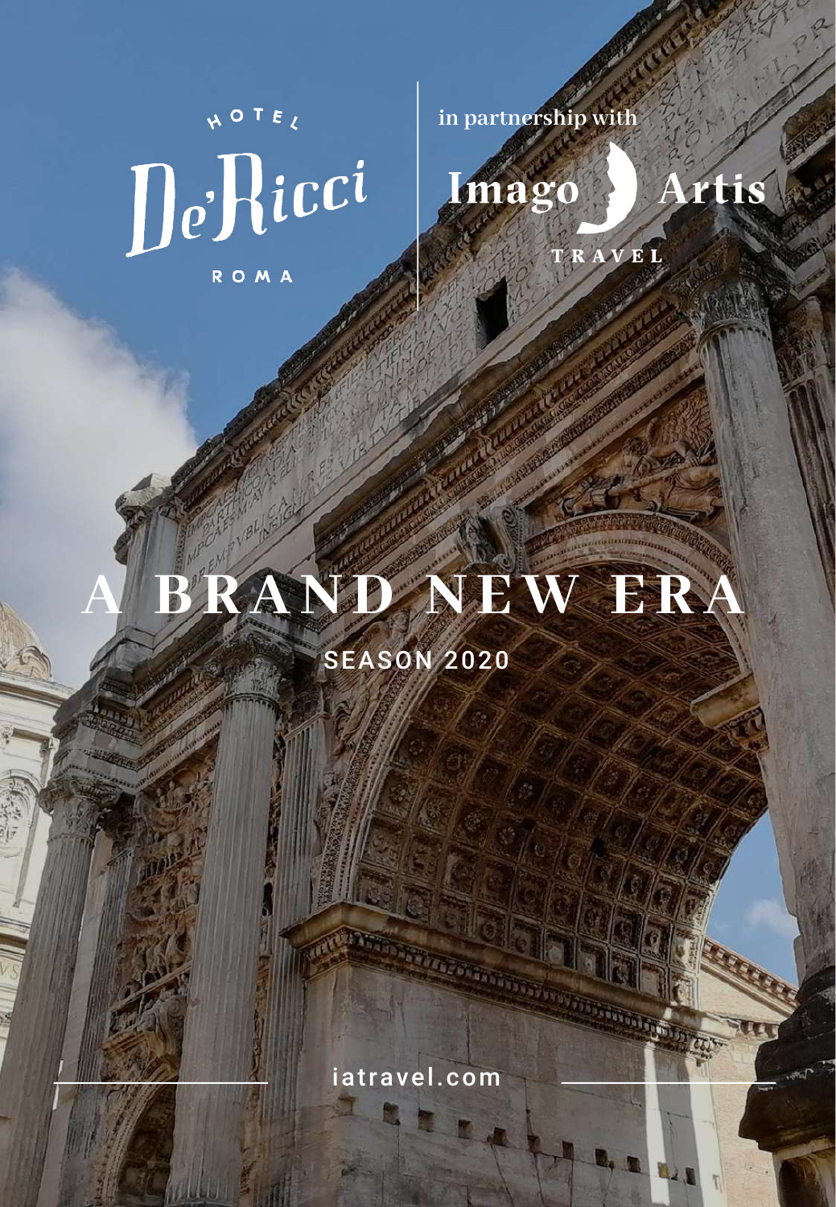HOTEL

De'Ricci

ROMA

in partnership with

Imago Artis

TRAVEL

# A BRAND NEW ERA

## SEASON 2020

iatravel.com